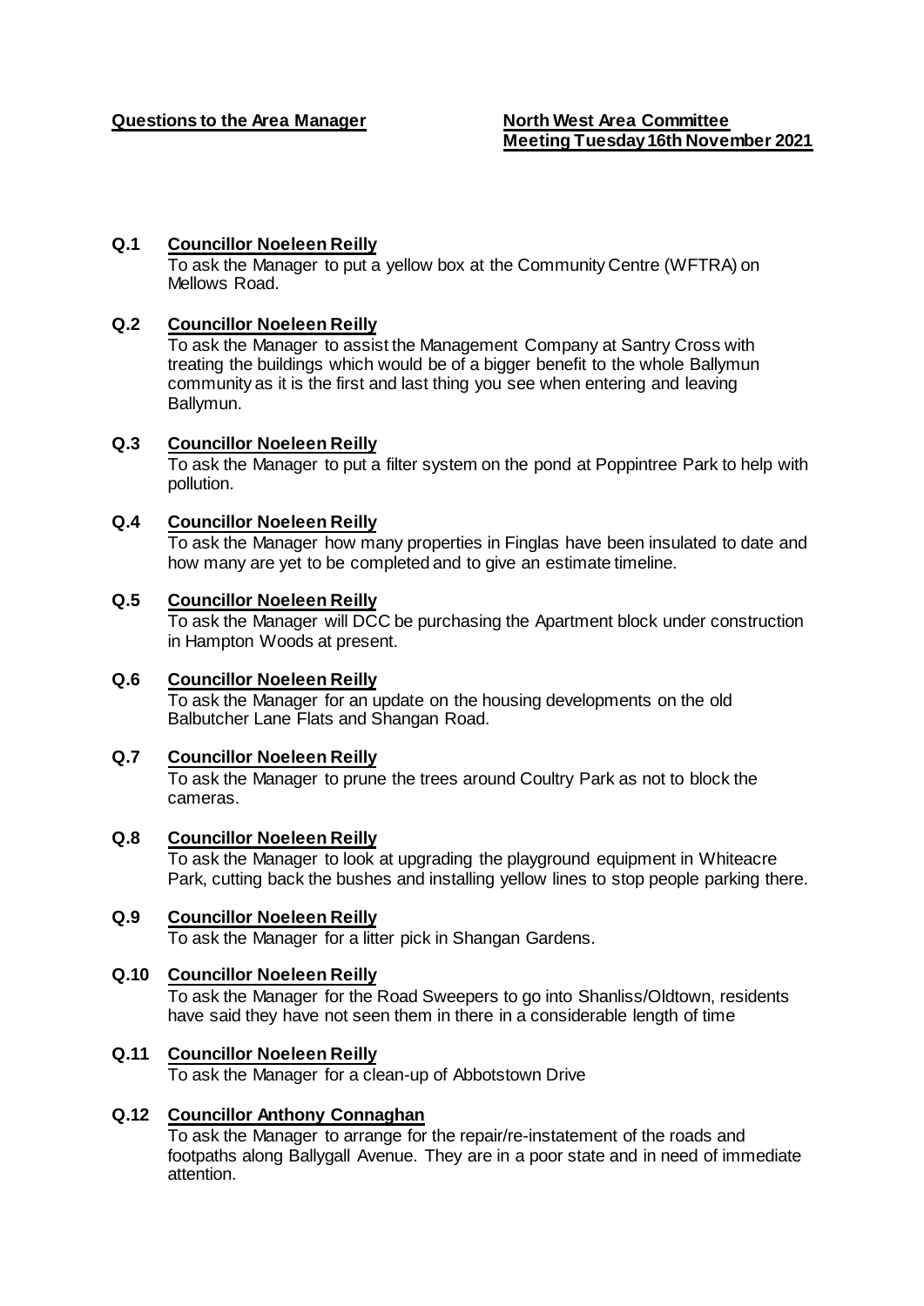**Questions to the Area Manager**

**North West Area Committee**
**Meeting Tuesday 16th November 2021**

**Q.1 Councillor Noeleen Reilly**

To ask the Manager to put a yellow box at the Community Centre (WFTRA) on Mellows Road.

**Q.2 Councillor Noeleen Reilly**

To ask the Manager to assist the Management Company at Santry Cross with treating the buildings which would be of a bigger benefit to the whole Ballymun community as it is the first and last thing you see when entering and leaving Ballymun.

**Q.3 Councillor Noeleen Reilly**

To ask the Manager to put a filter system on the pond at Poppintree Park to help with pollution.

**Q.4 Councillor Noeleen Reilly**

To ask the Manager how many properties in Finglas have been insulated to date and how many are yet to be completed and to give an estimate timeline.

**Q.5 Councillor Noeleen Reilly**

To ask the Manager will DCC be purchasing the Apartment block under construction in Hampton Woods at present.

**Q.6 Councillor Noeleen Reilly**

To ask the Manager for an update on the housing developments on the old Balbutcher Lane Flats and Shangan Road.

**Q.7 Councillor Noeleen Reilly**

To ask the Manager to prune the trees around Coultry Park as not to block the cameras.

**Q.8 Councillor Noeleen Reilly**

To ask the Manager to look at upgrading the playground equipment in Whiteacre Park, cutting back the bushes and installing yellow lines to stop people parking there.

**Q.9 Councillor Noeleen Reilly**

To ask the Manager for a litter pick in Shangan Gardens.

**Q.10 Councillor Noeleen Reilly**

To ask the Manager for the Road Sweepers to go into Shanliss/Oldtown, residents have said they have not seen them in there in a considerable length of time

**Q.11 Councillor Noeleen Reilly**

To ask the Manager for a clean-up of Abbotstown Drive

**Q.12 Councillor Anthony Connaghan**

To ask the Manager to arrange for the repair/re-instatement of the roads and footpaths along Ballygall Avenue. They are in a poor state and in need of immediate attention.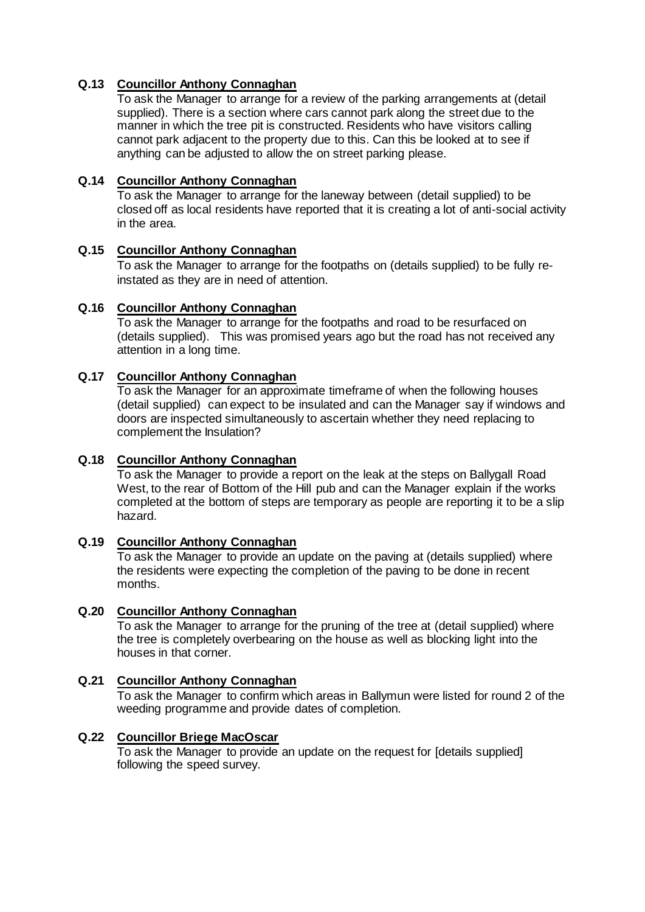**Q.13 Councillor Anthony Connaghan**

To ask the Manager to arrange for a review of the parking arrangements at (detail supplied). There is a section where cars cannot park along the street due to the manner in which the tree pit is constructed. Residents who have visitors calling cannot park adjacent to the property due to this. Can this be looked at to see if anything can be adjusted to allow the on street parking please.

**Q.14 Councillor Anthony Connaghan**

To ask the Manager to arrange for the laneway between (detail supplied) to be closed off as local residents have reported that it is creating a lot of anti-social activity in the area.

**Q.15 Councillor Anthony Connaghan**

To ask the Manager to arrange for the footpaths on (details supplied) to be fully re-instated as they are in need of attention.

**Q.16 Councillor Anthony Connaghan**

To ask the Manager to arrange for the footpaths and road to be resurfaced on (details supplied). This was promised years ago but the road has not received any attention in a long time.

**Q.17 Councillor Anthony Connaghan**

To ask the Manager for an approximate timeframe of when the following houses (detail supplied) can expect to be insulated and can the Manager say if windows and doors are inspected simultaneously to ascertain whether they need replacing to complement the Insulation?

**Q.18 Councillor Anthony Connaghan**

To ask the Manager to provide a report on the leak at the steps on Ballygall Road West, to the rear of Bottom of the Hill pub and can the Manager explain if the works completed at the bottom of steps are temporary as people are reporting it to be a slip hazard.

**Q.19 Councillor Anthony Connaghan**

To ask the Manager to provide an update on the paving at (details supplied) where the residents were expecting the completion of the paving to be done in recent months.

**Q.20 Councillor Anthony Connaghan**

To ask the Manager to arrange for the pruning of the tree at (detail supplied) where the tree is completely overbearing on the house as well as blocking light into the houses in that corner.

**Q.21 Councillor Anthony Connaghan**

To ask the Manager to confirm which areas in Ballymun were listed for round 2 of the weeding programme and provide dates of completion.

**Q.22 Councillor Briege MacOscar**

To ask the Manager to provide an update on the request for [details supplied] following the speed survey.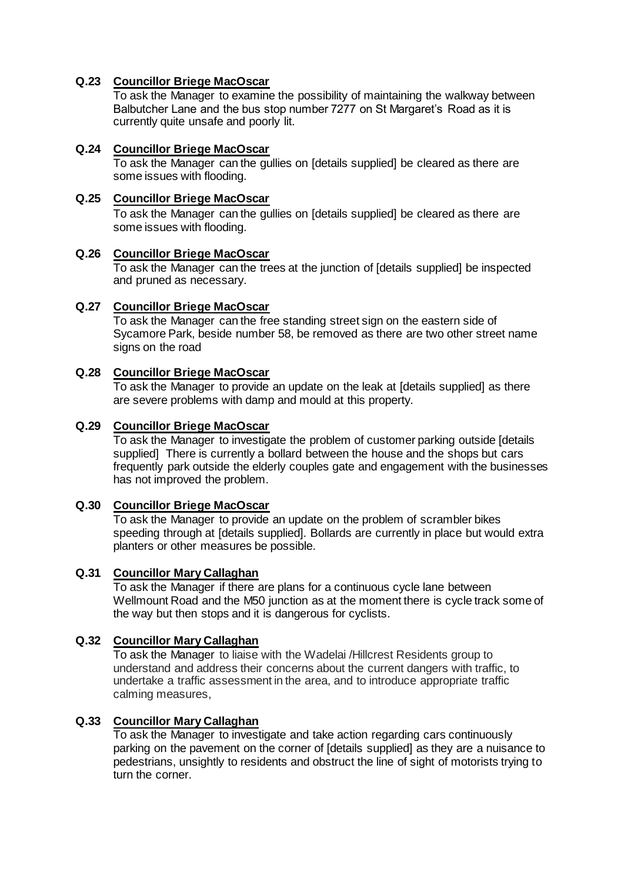**Q.23 Councillor Briege MacOscar**
To ask the Manager to examine the possibility of maintaining the walkway between Balbutcher Lane and the bus stop number 7277 on St Margaret's Road as it is currently quite unsafe and poorly lit.

**Q.24 Councillor Briege MacOscar**
To ask the Manager can the gullies on [details supplied] be cleared as there are some issues with flooding.

**Q.25 Councillor Briege MacOscar**
To ask the Manager can the gullies on [details supplied] be cleared as there are some issues with flooding.

**Q.26 Councillor Briege MacOscar**
To ask the Manager can the trees at the junction of [details supplied] be inspected and pruned as necessary.

**Q.27 Councillor Briege MacOscar**
To ask the Manager can the free standing street sign on the eastern side of Sycamore Park, beside number 58, be removed as there are two other street name signs on the road

**Q.28 Councillor Briege MacOscar**
To ask the Manager to provide an update on the leak at [details supplied] as there are severe problems with damp and mould at this property.

**Q.29 Councillor Briege MacOscar**
To ask the Manager to investigate the problem of customer parking outside [details supplied] There is currently a bollard between the house and the shops but cars frequently park outside the elderly couples gate and engagement with the businesses has not improved the problem.

**Q.30 Councillor Briege MacOscar**
To ask the Manager to provide an update on the problem of scrambler bikes speeding through at [details supplied]. Bollards are currently in place but would extra planters or other measures be possible.

**Q.31 Councillor Mary Callaghan**
To ask the Manager if there are plans for a continuous cycle lane between Wellmount Road and the M50 junction as at the moment there is cycle track some of the way but then stops and it is dangerous for cyclists.

**Q.32 Councillor Mary Callaghan**
To ask the Manager to liaise with the Wadelai /Hillcrest Residents group to understand and address their concerns about the current dangers with traffic, to undertake a traffic assessment in the area, and to introduce appropriate traffic calming measures,

**Q.33 Councillor Mary Callaghan**
To ask the Manager to investigate and take action regarding cars continuously parking on the pavement on the corner of [details supplied] as they are a nuisance to pedestrians, unsightly to residents and obstruct the line of sight of motorists trying to turn the corner.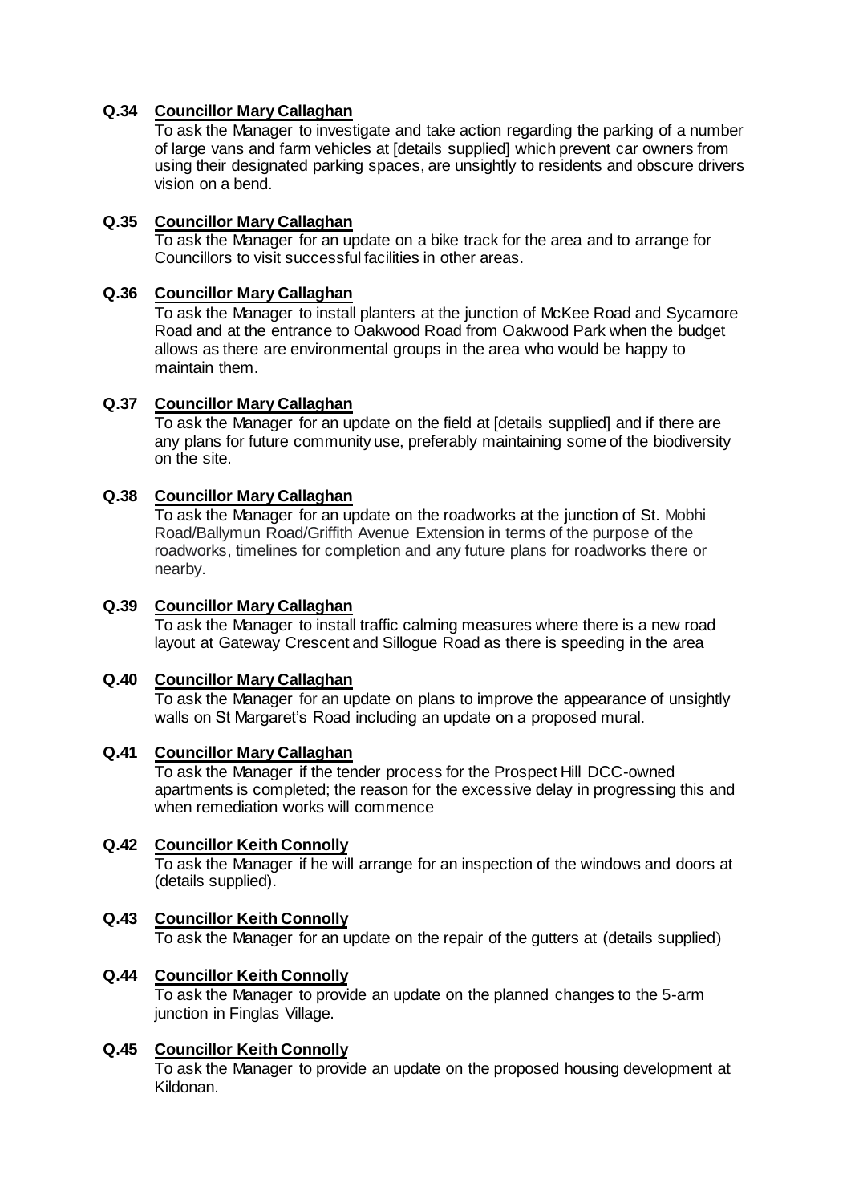**Q.34 Councillor Mary Callaghan**

To ask the Manager to investigate and take action regarding the parking of a number of large vans and farm vehicles at [details supplied] which prevent car owners from using their designated parking spaces, are unsightly to residents and obscure drivers vision on a bend.

**Q.35 Councillor Mary Callaghan**

To ask the Manager for an update on a bike track for the area and to arrange for Councillors to visit successful facilities in other areas.

**Q.36 Councillor Mary Callaghan**

To ask the Manager to install planters at the junction of McKee Road and Sycamore Road and at the entrance to Oakwood Road from Oakwood Park when the budget allows as there are environmental groups in the area who would be happy to maintain them.

**Q.37 Councillor Mary Callaghan**

To ask the Manager for an update on the field at [details supplied] and if there are any plans for future community use, preferably maintaining some of the biodiversity on the site.

**Q.38 Councillor Mary Callaghan**

To ask the Manager for an update on the roadworks at the junction of St. Mobhi Road/Ballymun Road/Griffith Avenue Extension in terms of the purpose of the roadworks, timelines for completion and any future plans for roadworks there or nearby.

**Q.39 Councillor Mary Callaghan**

To ask the Manager to install traffic calming measures where there is a new road layout at Gateway Crescent and Sillogue Road as there is speeding in the area

**Q.40 Councillor Mary Callaghan**

To ask the Manager for an update on plans to improve the appearance of unsightly walls on St Margaret's Road including an update on a proposed mural.

**Q.41 Councillor Mary Callaghan**

To ask the Manager if the tender process for the Prospect Hill DCC-owned apartments is completed; the reason for the excessive delay in progressing this and when remediation works will commence

**Q.42 Councillor Keith Connolly**

To ask the Manager if he will arrange for an inspection of the windows and doors at (details supplied).

**Q.43 Councillor Keith Connolly**

To ask the Manager for an update on the repair of the gutters at (details supplied)

**Q.44 Councillor Keith Connolly**

To ask the Manager to provide an update on the planned changes to the 5-arm junction in Finglas Village.

**Q.45 Councillor Keith Connolly**

To ask the Manager to provide an update on the proposed housing development at Kildonan.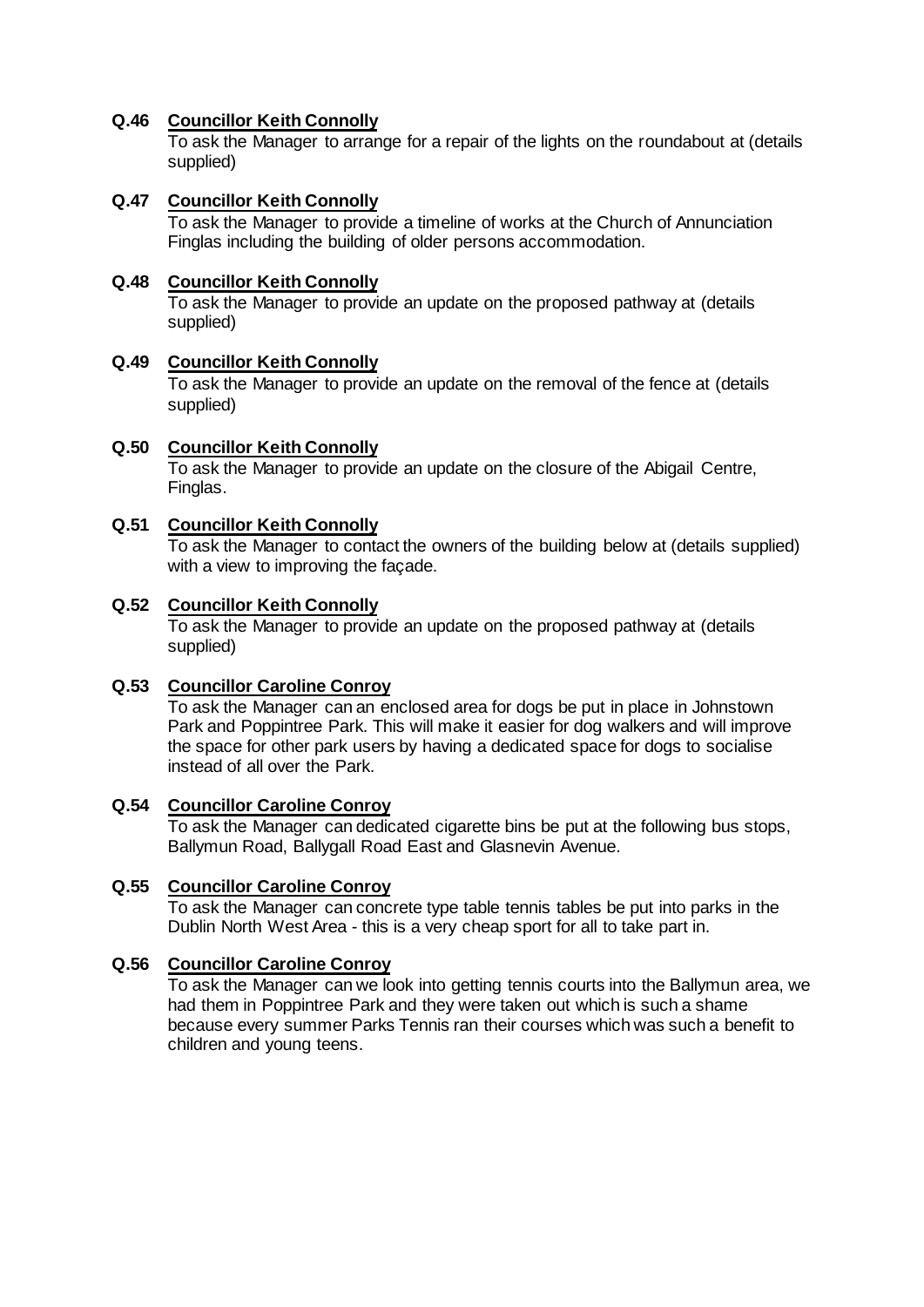**Q.46 Councillor Keith Connolly**
To ask the Manager to arrange for a repair of the lights on the roundabout at (details supplied)

**Q.47 Councillor Keith Connolly**
To ask the Manager to provide a timeline of works at the Church of Annunciation Finglas including the building of older persons accommodation.

**Q.48 Councillor Keith Connolly**
To ask the Manager to provide an update on the proposed pathway at (details supplied)

**Q.49 Councillor Keith Connolly**
To ask the Manager to provide an update on the removal of the fence at (details supplied)

**Q.50 Councillor Keith Connolly**
To ask the Manager to provide an update on the closure of the Abigail Centre, Finglas.

**Q.51 Councillor Keith Connolly**
To ask the Manager to contact the owners of the building below at (details supplied) with a view to improving the façade.

**Q.52 Councillor Keith Connolly**
To ask the Manager to provide an update on the proposed pathway at (details supplied)

**Q.53 Councillor Caroline Conroy**
To ask the Manager can an enclosed area for dogs be put in place in Johnstown Park and Poppintree Park. This will make it easier for dog walkers and will improve the space for other park users by having a dedicated space for dogs to socialise instead of all over the Park.

**Q.54 Councillor Caroline Conroy**
To ask the Manager can dedicated cigarette bins be put at the following bus stops, Ballymun Road, Ballygall Road East and Glasnevin Avenue.

**Q.55 Councillor Caroline Conroy**
To ask the Manager can concrete type table tennis tables be put into parks in the Dublin North West Area - this is a very cheap sport for all to take part in.

**Q.56 Councillor Caroline Conroy**
To ask the Manager can we look into getting tennis courts into the Ballymun area, we had them in Poppintree Park and they were taken out which is such a shame because every summer Parks Tennis ran their courses which was such a benefit to children and young teens.